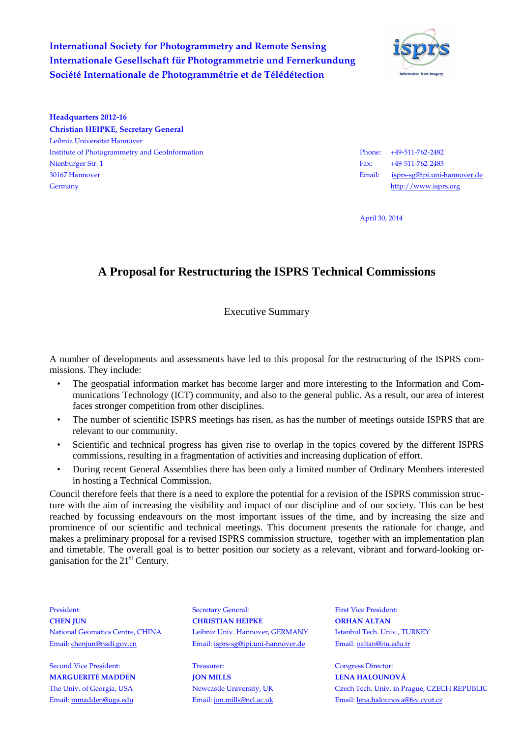**International Society for Photogrammetry and Remote Sensing**
**Internationale Gesellschaft für Photogrammetrie und Fernerkundung**
**Société Internationale de Photogrammétrie et de Télédétection**

**Headquarters 2012-16**
**Christian HEIPKE, Secretary General**
Leibniz Universität Hannover
Institute of Photogrammetry and GeoInformation
Nienburger Str. 1
30167 Hannover
Germany

Phone: +49-511-762-2482
Fax: +49-511-762-2483
Email: isprs-sg@ipi.uni-hannover.de
http://www.isprs.org

April 30, 2014

# A Proposal for Restructuring the ISPRS Technical Commissions

## Executive Summary

A number of developments and assessments have led to this proposal for the restructuring of the ISPRS commissions. They include:

- The geospatial information market has become larger and more interesting to the Information and Communications Technology (ICT) community, and also to the general public. As a result, our area of interest faces stronger competition from other disciplines.
- The number of scientific ISPRS meetings has risen, as has the number of meetings outside ISPRS that are relevant to our community.
- Scientific and technical progress has given rise to overlap in the topics covered by the different ISPRS commissions, resulting in a fragmentation of activities and increasing duplication of effort.
- During recent General Assemblies there has been only a limited number of Ordinary Members interested in hosting a Technical Commission.

Council therefore feels that there is a need to explore the potential for a revision of the ISPRS commission structure with the aim of increasing the visibility and impact of our discipline and of our society. This can be best reached by focussing endeavours on the most important issues of the time, and by increasing the size and prominence of our scientific and technical meetings. This document presents the rationale for change, and makes a preliminary proposal for a revised ISPRS commission structure, together with an implementation plan and timetable. The overall goal is to better position our society as a relevant, vibrant and forward-looking organisation for the 21st Century.

President:
**CHEN JUN**
National Geomatics Centre, CHINA
Email: chenjun@nsdi.gov.cn

Secretary General:
**CHRISTIAN HEIPKE**
Leibniz Univ. Hannover, GERMANY
Email: isprs-sg@ipi.uni-hannover.de

First Vice President:
**ORHAN ALTAN**
Istanbul Tech. Univ., TURKEY
Email: oaltan@itu.edu.tr

Second Vice President:
**MARGUERITE MADDEN**
The Univ. of Georgia, USA
Email: mmadden@uga.edu

Treasurer:
**JON MILLS**
Newcastle University, UK
Email: jon.mills@ncl.ac.uk

Congress Director:
**LENA HALOUNOVÁ**
Czech Tech. Univ. in Prague, CZECH REPUBLIC
Email: lena.halounova@fsv.cvut.cz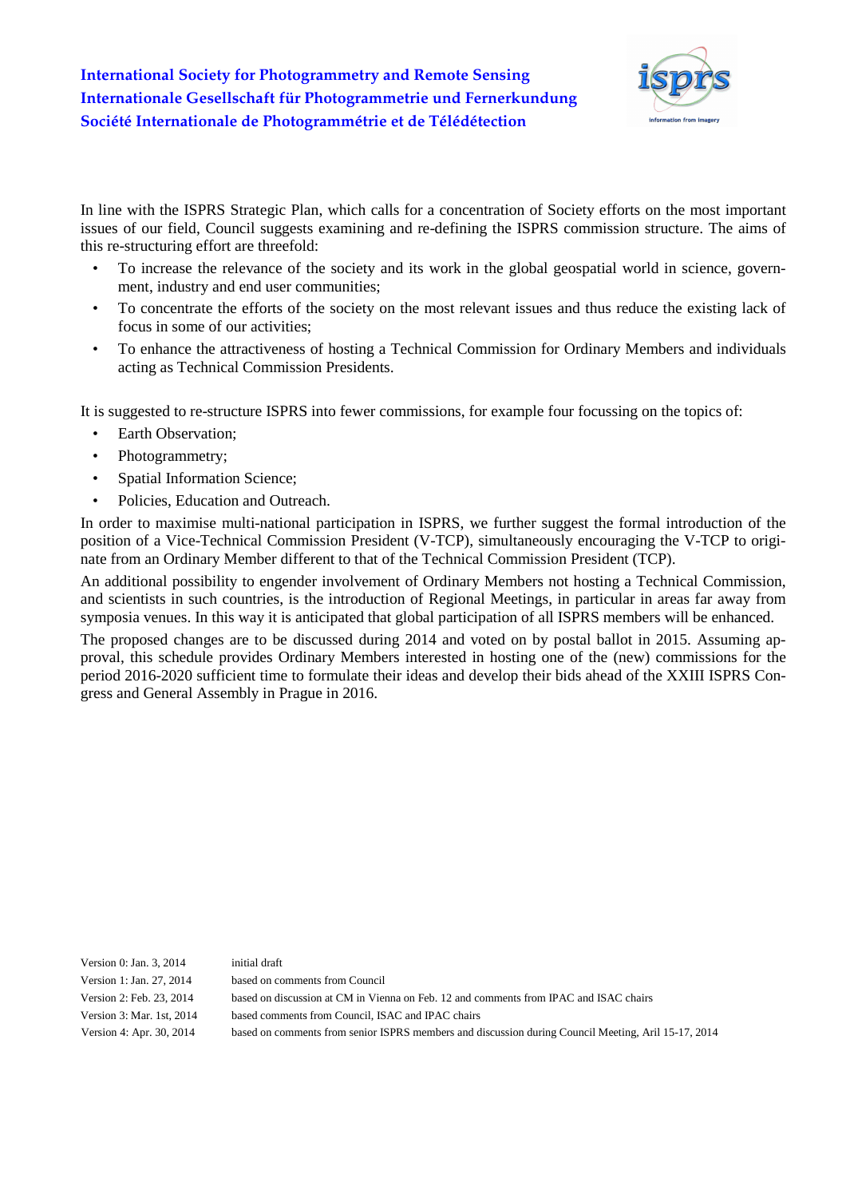**International Society for Photogrammetry and Remote Sensing**
**Internationale Gesellschaft für Photogrammetrie und Fernerkundung**
**Société Internationale de Photogrammétrie et de Télédétection**

In line with the ISPRS Strategic Plan, which calls for a concentration of Society efforts on the most important issues of our field, Council suggests examining and re-defining the ISPRS commission structure. The aims of this re-structuring effort are threefold:

- To increase the relevance of the society and its work in the global geospatial world in science, government, industry and end user communities;
- To concentrate the efforts of the society on the most relevant issues and thus reduce the existing lack of focus in some of our activities;
- To enhance the attractiveness of hosting a Technical Commission for Ordinary Members and individuals acting as Technical Commission Presidents.

It is suggested to re-structure ISPRS into fewer commissions, for example four focussing on the topics of:

- Earth Observation;
- Photogrammetry;
- Spatial Information Science;
- Policies, Education and Outreach.

In order to maximise multi-national participation in ISPRS, we further suggest the formal introduction of the position of a Vice-Technical Commission President (V-TCP), simultaneously encouraging the V-TCP to originate from an Ordinary Member different to that of the Technical Commission President (TCP).

An additional possibility to engender involvement of Ordinary Members not hosting a Technical Commission, and scientists in such countries, is the introduction of Regional Meetings, in particular in areas far away from symposia venues. In this way it is anticipated that global participation of all ISPRS members will be enhanced.

The proposed changes are to be discussed during 2014 and voted on by postal ballot in 2015. Assuming approval, this schedule provides Ordinary Members interested in hosting one of the (new) commissions for the period 2016-2020 sufficient time to formulate their ideas and develop their bids ahead of the XXIII ISPRS Congress and General Assembly in Prague in 2016.

| | |
|---|---|
| Version 0: Jan. 3, 2014 | initial draft |
| Version 1: Jan. 27, 2014 | based on comments from Council |
| Version 2: Feb. 23, 2014 | based on discussion at CM in Vienna on Feb. 12 and comments from IPAC and ISAC chairs |
| Version 3: Mar. 1st, 2014 | based comments from Council, ISAC and IPAC chairs |
| Version 4: Apr. 30, 2014 | based on comments from senior ISPRS members and discussion during Council Meeting, Aril 15-17, 2014 |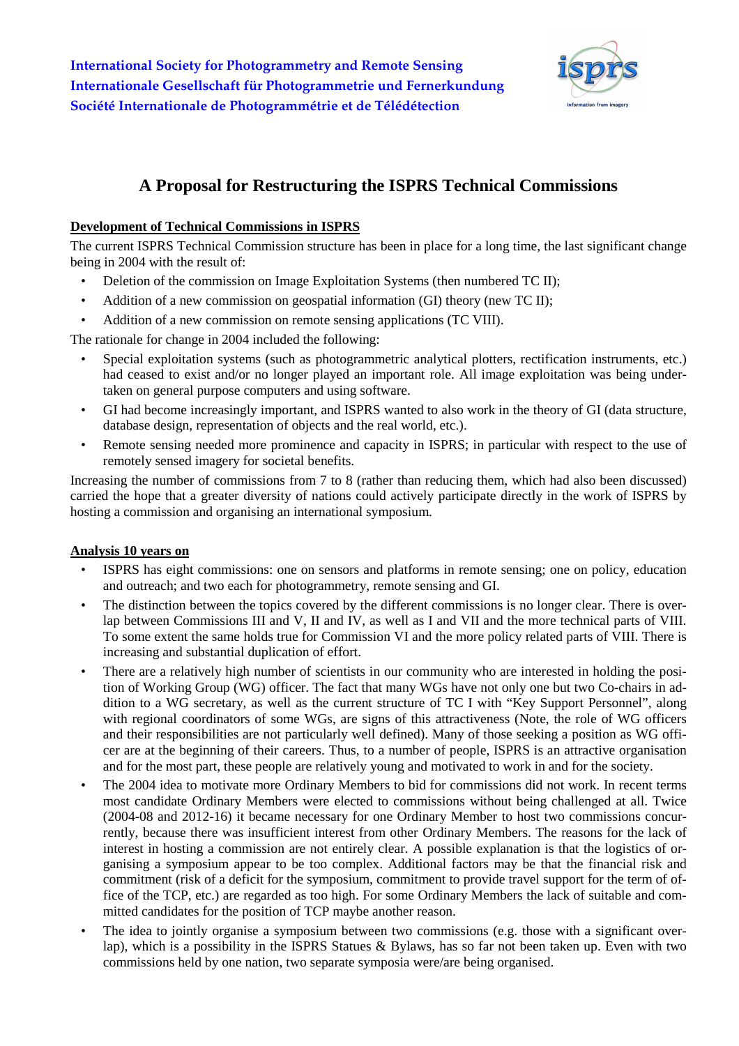International Society for Photogrammetry and Remote Sensing
Internationale Gesellschaft für Photogrammetrie und Fernerkundung
Société Internationale de Photogrammétrie et de Télédétection

# A Proposal for Restructuring the ISPRS Technical Commissions

## Development of Technical Commissions in ISPRS

The current ISPRS Technical Commission structure has been in place for a long time, the last significant change being in 2004 with the result of:

- Deletion of the commission on Image Exploitation Systems (then numbered TC II);
- Addition of a new commission on geospatial information (GI) theory (new TC II);
- Addition of a new commission on remote sensing applications (TC VIII).

The rationale for change in 2004 included the following:

- Special exploitation systems (such as photogrammetric analytical plotters, rectification instruments, etc.) had ceased to exist and/or no longer played an important role. All image exploitation was being undertaken on general purpose computers and using software.
- GI had become increasingly important, and ISPRS wanted to also work in the theory of GI (data structure, database design, representation of objects and the real world, etc.).
- Remote sensing needed more prominence and capacity in ISPRS; in particular with respect to the use of remotely sensed imagery for societal benefits.

Increasing the number of commissions from 7 to 8 (rather than reducing them, which had also been discussed) carried the hope that a greater diversity of nations could actively participate directly in the work of ISPRS by hosting a commission and organising an international symposium.

## Analysis 10 years on

- ISPRS has eight commissions: one on sensors and platforms in remote sensing; one on policy, education and outreach; and two each for photogrammetry, remote sensing and GI.
- The distinction between the topics covered by the different commissions is no longer clear. There is overlap between Commissions III and V, II and IV, as well as I and VII and the more technical parts of VIII. To some extent the same holds true for Commission VI and the more policy related parts of VIII. There is increasing and substantial duplication of effort.
- There are a relatively high number of scientists in our community who are interested in holding the position of Working Group (WG) officer. The fact that many WGs have not only one but two Co-chairs in addition to a WG secretary, as well as the current structure of TC I with "Key Support Personnel", along with regional coordinators of some WGs, are signs of this attractiveness (Note, the role of WG officers and their responsibilities are not particularly well defined). Many of those seeking a position as WG officer are at the beginning of their careers. Thus, to a number of people, ISPRS is an attractive organisation and for the most part, these people are relatively young and motivated to work in and for the society.
- The 2004 idea to motivate more Ordinary Members to bid for commissions did not work. In recent terms most candidate Ordinary Members were elected to commissions without being challenged at all. Twice (2004-08 and 2012-16) it became necessary for one Ordinary Member to host two commissions concurrently, because there was insufficient interest from other Ordinary Members. The reasons for the lack of interest in hosting a commission are not entirely clear. A possible explanation is that the logistics of organising a symposium appear to be too complex. Additional factors may be that the financial risk and commitment (risk of a deficit for the symposium, commitment to provide travel support for the term of office of the TCP, etc.) are regarded as too high. For some Ordinary Members the lack of suitable and committed candidates for the position of TCP maybe another reason.
- The idea to jointly organise a symposium between two commissions (e.g. those with a significant overlap), which is a possibility in the ISPRS Statues & Bylaws, has so far not been taken up. Even with two commissions held by one nation, two separate symposia were/are being organised.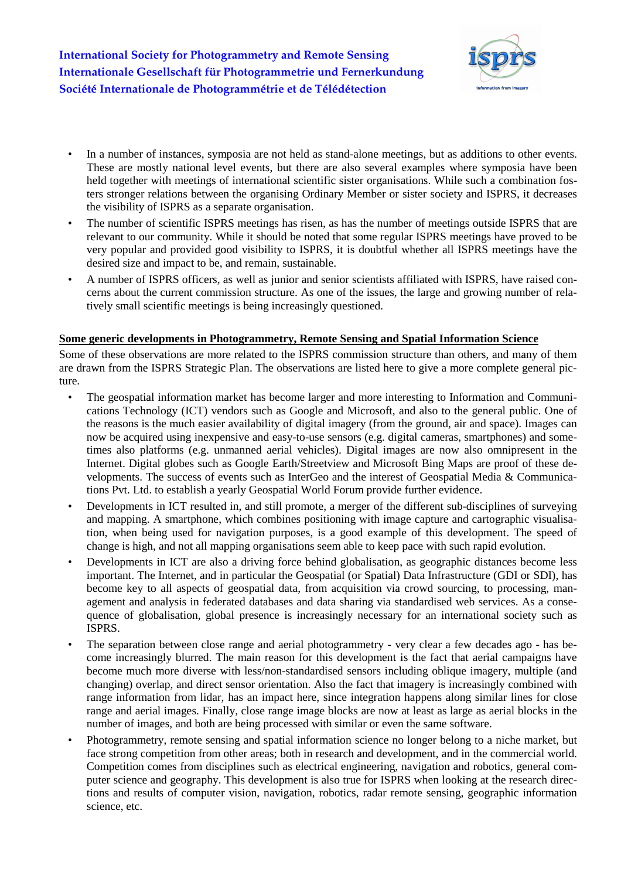- In a number of instances, symposia are not held as stand-alone meetings, but as additions to other events. These are mostly national level events, but there are also several examples where symposia have been held together with meetings of international scientific sister organisations. While such a combination fosters stronger relations between the organising Ordinary Member or sister society and ISPRS, it decreases the visibility of ISPRS as a separate organisation.
- The number of scientific ISPRS meetings has risen, as has the number of meetings outside ISPRS that are relevant to our community. While it should be noted that some regular ISPRS meetings have proved to be very popular and provided good visibility to ISPRS, it is doubtful whether all ISPRS meetings have the desired size and impact to be, and remain, sustainable.
- A number of ISPRS officers, as well as junior and senior scientists affiliated with ISPRS, have raised concerns about the current commission structure. As one of the issues, the large and growing number of relatively small scientific meetings is being increasingly questioned.

## Some generic developments in Photogrammetry, Remote Sensing and Spatial Information Science

Some of these observations are more related to the ISPRS commission structure than others, and many of them are drawn from the ISPRS Strategic Plan. The observations are listed here to give a more complete general picture.

- The geospatial information market has become larger and more interesting to Information and Communications Technology (ICT) vendors such as Google and Microsoft, and also to the general public. One of the reasons is the much easier availability of digital imagery (from the ground, air and space). Images can now be acquired using inexpensive and easy-to-use sensors (e.g. digital cameras, smartphones) and sometimes also platforms (e.g. unmanned aerial vehicles). Digital images are now also omnipresent in the Internet. Digital globes such as Google Earth/Streetview and Microsoft Bing Maps are proof of these developments. The success of events such as InterGeo and the interest of Geospatial Media & Communications Pvt. Ltd. to establish a yearly Geospatial World Forum provide further evidence.
- Developments in ICT resulted in, and still promote, a merger of the different sub-disciplines of surveying and mapping. A smartphone, which combines positioning with image capture and cartographic visualisation, when being used for navigation purposes, is a good example of this development. The speed of change is high, and not all mapping organisations seem able to keep pace with such rapid evolution.
- Developments in ICT are also a driving force behind globalisation, as geographic distances become less important. The Internet, and in particular the Geospatial (or Spatial) Data Infrastructure (GDI or SDI), has become key to all aspects of geospatial data, from acquisition via crowd sourcing, to processing, management and analysis in federated databases and data sharing via standardised web services. As a consequence of globalisation, global presence is increasingly necessary for an international society such as ISPRS.
- The separation between close range and aerial photogrammetry - very clear a few decades ago - has become increasingly blurred. The main reason for this development is the fact that aerial campaigns have become much more diverse with less/non-standardised sensors including oblique imagery, multiple (and changing) overlap, and direct sensor orientation. Also the fact that imagery is increasingly combined with range information from lidar, has an impact here, since integration happens along similar lines for close range and aerial images. Finally, close range image blocks are now at least as large as aerial blocks in the number of images, and both are being processed with similar or even the same software.
- Photogrammetry, remote sensing and spatial information science no longer belong to a niche market, but face strong competition from other areas; both in research and development, and in the commercial world. Competition comes from disciplines such as electrical engineering, navigation and robotics, general computer science and geography. This development is also true for ISPRS when looking at the research directions and results of computer vision, navigation, robotics, radar remote sensing, geographic information science, etc.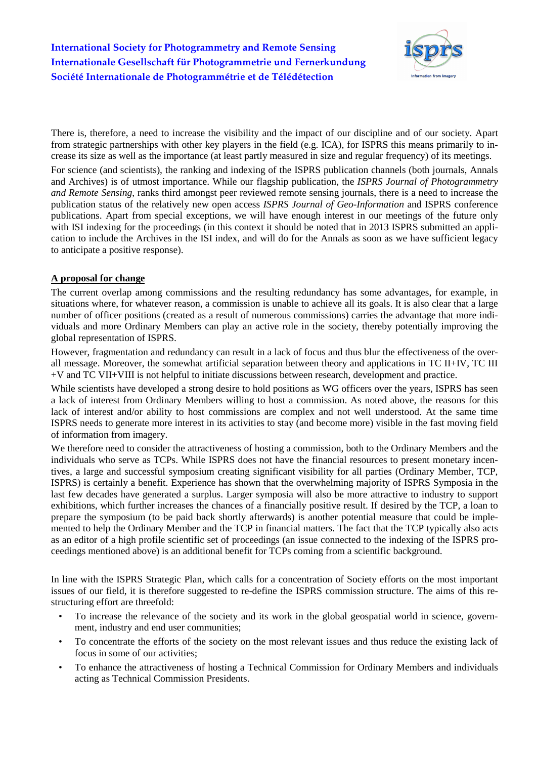There is, therefore, a need to increase the visibility and the impact of our discipline and of our society. Apart from strategic partnerships with other key players in the field (e.g. ICA), for ISPRS this means primarily to increase its size as well as the importance (at least partly measured in size and regular frequency) of its meetings.

For science (and scientists), the ranking and indexing of the ISPRS publication channels (both journals, Annals and Archives) is of utmost importance. While our flagship publication, the *ISPRS Journal of Photogrammetry and Remote Sensing*, ranks third amongst peer reviewed remote sensing journals, there is a need to increase the publication status of the relatively new open access *ISPRS Journal of Geo-Information* and ISPRS conference publications. Apart from special exceptions, we will have enough interest in our meetings of the future only with ISI indexing for the proceedings (in this context it should be noted that in 2013 ISPRS submitted an application to include the Archives in the ISI index, and will do for the Annals as soon as we have sufficient legacy to anticipate a positive response).

**A proposal for change**

The current overlap among commissions and the resulting redundancy has some advantages, for example, in situations where, for whatever reason, a commission is unable to achieve all its goals. It is also clear that a large number of officer positions (created as a result of numerous commissions) carries the advantage that more individuals and more Ordinary Members can play an active role in the society, thereby potentially improving the global representation of ISPRS.

However, fragmentation and redundancy can result in a lack of focus and thus blur the effectiveness of the overall message. Moreover, the somewhat artificial separation between theory and applications in TC II+IV, TC III +V and TC VII+VIII is not helpful to initiate discussions between research, development and practice.

While scientists have developed a strong desire to hold positions as WG officers over the years, ISPRS has seen a lack of interest from Ordinary Members willing to host a commission. As noted above, the reasons for this lack of interest and/or ability to host commissions are complex and not well understood. At the same time ISPRS needs to generate more interest in its activities to stay (and become more) visible in the fast moving field of information from imagery.

We therefore need to consider the attractiveness of hosting a commission, both to the Ordinary Members and the individuals who serve as TCPs. While ISPRS does not have the financial resources to present monetary incentives, a large and successful symposium creating significant visibility for all parties (Ordinary Member, TCP, ISPRS) is certainly a benefit. Experience has shown that the overwhelming majority of ISPRS Symposia in the last few decades have generated a surplus. Larger symposia will also be more attractive to industry to support exhibitions, which further increases the chances of a financially positive result. If desired by the TCP, a loan to prepare the symposium (to be paid back shortly afterwards) is another potential measure that could be implemented to help the Ordinary Member and the TCP in financial matters. The fact that the TCP typically also acts as an editor of a high profile scientific set of proceedings (an issue connected to the indexing of the ISPRS proceedings mentioned above) is an additional benefit for TCPs coming from a scientific background.

In line with the ISPRS Strategic Plan, which calls for a concentration of Society efforts on the most important issues of our field, it is therefore suggested to re-define the ISPRS commission structure. The aims of this restructuring effort are threefold:

- To increase the relevance of the society and its work in the global geospatial world in science, government, industry and end user communities;
- To concentrate the efforts of the society on the most relevant issues and thus reduce the existing lack of focus in some of our activities;
- To enhance the attractiveness of hosting a Technical Commission for Ordinary Members and individuals acting as Technical Commission Presidents.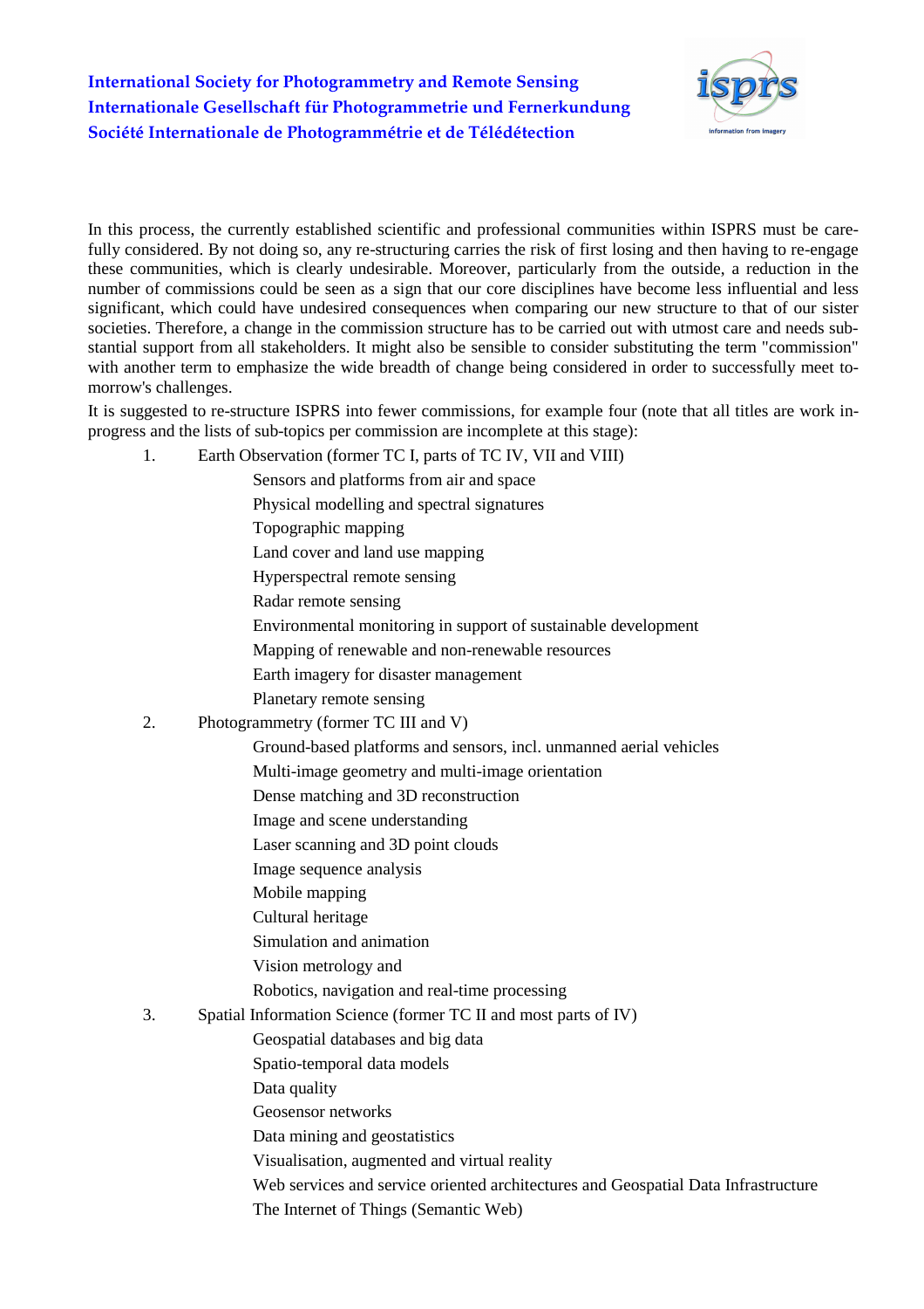In this process, the currently established scientific and professional communities within ISPRS must be carefully considered. By not doing so, any re-structuring carries the risk of first losing and then having to re-engage these communities, which is clearly undesirable. Moreover, particularly from the outside, a reduction in the number of commissions could be seen as a sign that our core disciplines have become less influential and less significant, which could have undesired consequences when comparing our new structure to that of our sister societies. Therefore, a change in the commission structure has to be carried out with utmost care and needs substantial support from all stakeholders. It might also be sensible to consider substituting the term "commission" with another term to emphasize the wide breadth of change being considered in order to successfully meet tomorrow's challenges.

It is suggested to re-structure ISPRS into fewer commissions, for example four (note that all titles are work in-progress and the lists of sub-topics per commission are incomplete at this stage):

1. Earth Observation (former TC I, parts of TC IV, VII and VIII)
   - Sensors and platforms from air and space
   - Physical modelling and spectral signatures
   - Topographic mapping
   - Land cover and land use mapping
   - Hyperspectral remote sensing
   - Radar remote sensing
   - Environmental monitoring in support of sustainable development
   - Mapping of renewable and non-renewable resources
   - Earth imagery for disaster management
   - Planetary remote sensing
2. Photogrammetry (former TC III and V)
   - Ground-based platforms and sensors, incl. unmanned aerial vehicles
   - Multi-image geometry and multi-image orientation
   - Dense matching and 3D reconstruction
   - Image and scene understanding
   - Laser scanning and 3D point clouds
   - Image sequence analysis
   - Mobile mapping
   - Cultural heritage
   - Simulation and animation
   - Vision metrology and
   - Robotics, navigation and real-time processing
3. Spatial Information Science (former TC II and most parts of IV)
   - Geospatial databases and big data
   - Spatio-temporal data models
   - Data quality
   - Geosensor networks
   - Data mining and geostatistics
   - Visualisation, augmented and virtual reality
   - Web services and service oriented architectures and Geospatial Data Infrastructure
   - The Internet of Things (Semantic Web)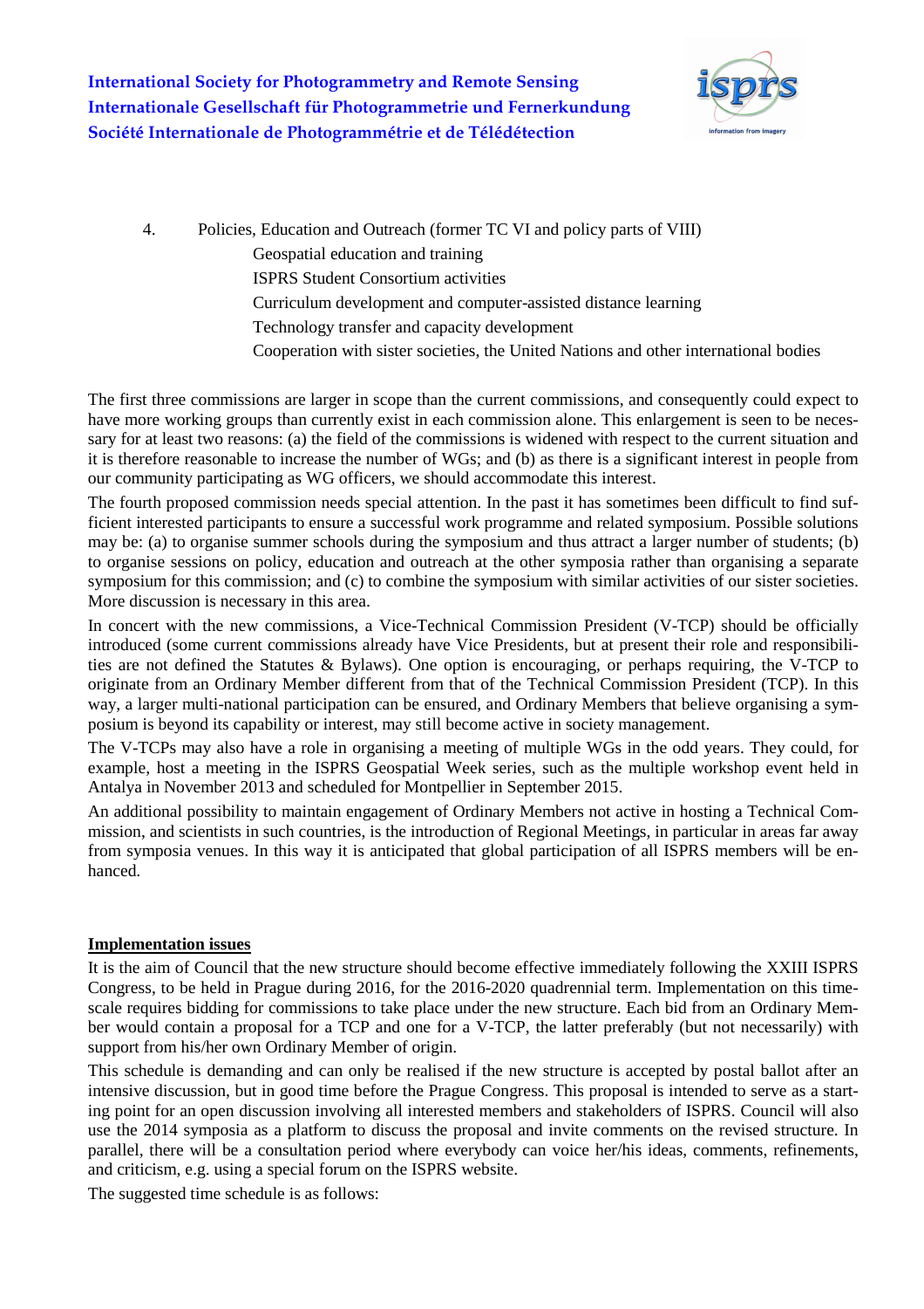4. Policies, Education and Outreach (former TC VI and policy parts of VIII)
   - Geospatial education and training
   - ISPRS Student Consortium activities
   - Curriculum development and computer-assisted distance learning
   - Technology transfer and capacity development
   - Cooperation with sister societies, the United Nations and other international bodies

The first three commissions are larger in scope than the current commissions, and consequently could expect to have more working groups than currently exist in each commission alone. This enlargement is seen to be necessary for at least two reasons: (a) the field of the commissions is widened with respect to the current situation and it is therefore reasonable to increase the number of WGs; and (b) as there is a significant interest in people from our community participating as WG officers, we should accommodate this interest.

The fourth proposed commission needs special attention. In the past it has sometimes been difficult to find sufficient interested participants to ensure a successful work programme and related symposium. Possible solutions may be: (a) to organise summer schools during the symposium and thus attract a larger number of students; (b) to organise sessions on policy, education and outreach at the other symposia rather than organising a separate symposium for this commission; and (c) to combine the symposium with similar activities of our sister societies. More discussion is necessary in this area.

In concert with the new commissions, a Vice-Technical Commission President (V-TCP) should be officially introduced (some current commissions already have Vice Presidents, but at present their role and responsibilities are not defined the Statutes & Bylaws). One option is encouraging, or perhaps requiring, the V-TCP to originate from an Ordinary Member different from that of the Technical Commission President (TCP). In this way, a larger multi-national participation can be ensured, and Ordinary Members that believe organising a symposium is beyond its capability or interest, may still become active in society management.

The V-TCPs may also have a role in organising a meeting of multiple WGs in the odd years. They could, for example, host a meeting in the ISPRS Geospatial Week series, such as the multiple workshop event held in Antalya in November 2013 and scheduled for Montpellier in September 2015.

An additional possibility to maintain engagement of Ordinary Members not active in hosting a Technical Commission, and scientists in such countries, is the introduction of Regional Meetings, in particular in areas far away from symposia venues. In this way it is anticipated that global participation of all ISPRS members will be enhanced.

## Implementation issues

It is the aim of Council that the new structure should become effective immediately following the XXIII ISPRS Congress, to be held in Prague during 2016, for the 2016-2020 quadrennial term. Implementation on this timescale requires bidding for commissions to take place under the new structure. Each bid from an Ordinary Member would contain a proposal for a TCP and one for a V-TCP, the latter preferably (but not necessarily) with support from his/her own Ordinary Member of origin.

This schedule is demanding and can only be realised if the new structure is accepted by postal ballot after an intensive discussion, but in good time before the Prague Congress. This proposal is intended to serve as a starting point for an open discussion involving all interested members and stakeholders of ISPRS. Council will also use the 2014 symposia as a platform to discuss the proposal and invite comments on the revised structure. In parallel, there will be a consultation period where everybody can voice her/his ideas, comments, refinements, and criticism, e.g. using a special forum on the ISPRS website.

The suggested time schedule is as follows: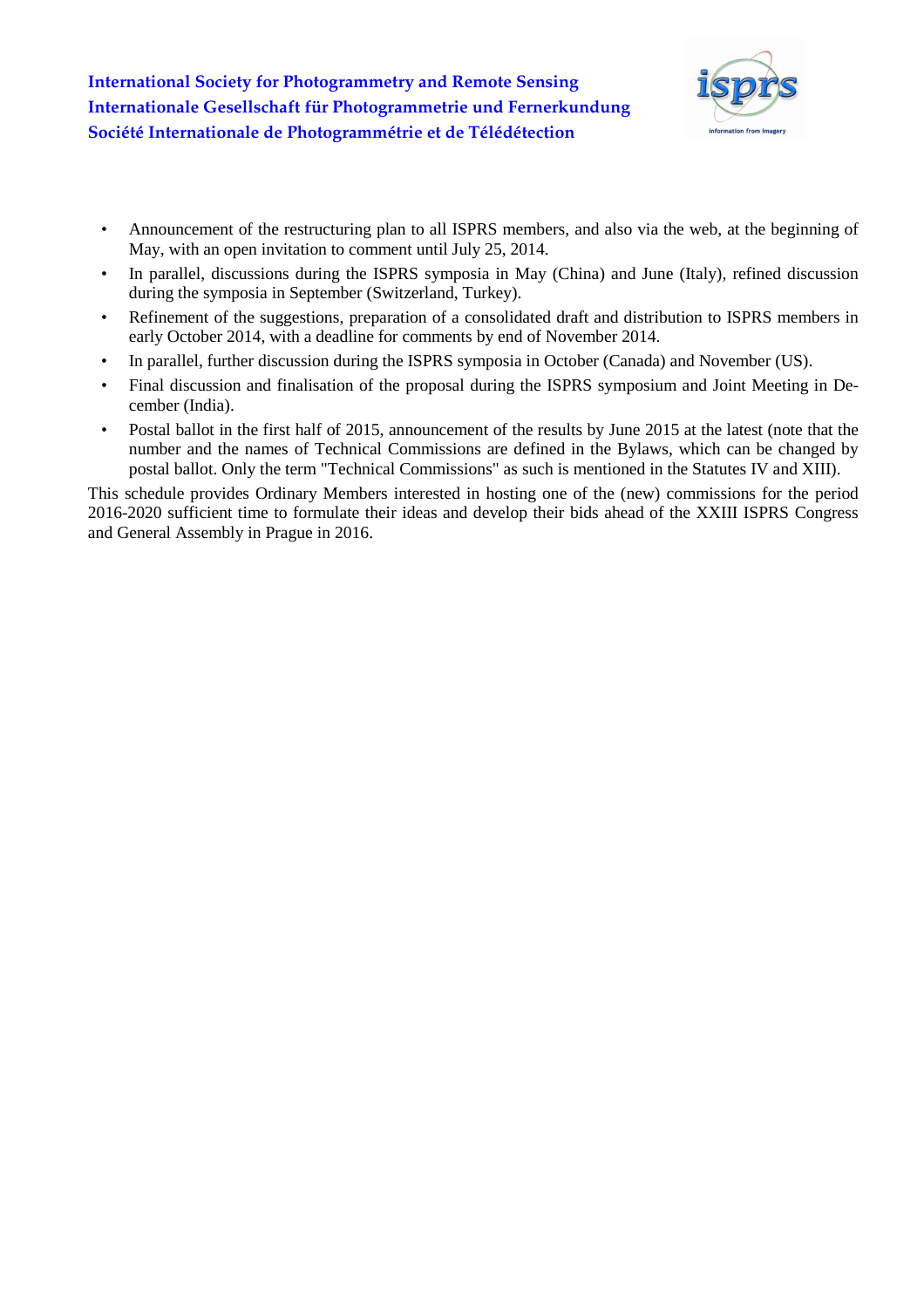- Announcement of the restructuring plan to all ISPRS members, and also via the web, at the beginning of May, with an open invitation to comment until July 25, 2014.
- In parallel, discussions during the ISPRS symposia in May (China) and June (Italy), refined discussion during the symposia in September (Switzerland, Turkey).
- Refinement of the suggestions, preparation of a consolidated draft and distribution to ISPRS members in early October 2014, with a deadline for comments by end of November 2014.
- In parallel, further discussion during the ISPRS symposia in October (Canada) and November (US).
- Final discussion and finalisation of the proposal during the ISPRS symposium and Joint Meeting in December (India).
- Postal ballot in the first half of 2015, announcement of the results by June 2015 at the latest (note that the number and the names of Technical Commissions are defined in the Bylaws, which can be changed by postal ballot. Only the term "Technical Commissions" as such is mentioned in the Statutes IV and XIII).

This schedule provides Ordinary Members interested in hosting one of the (new) commissions for the period 2016-2020 sufficient time to formulate their ideas and develop their bids ahead of the XXIII ISPRS Congress and General Assembly in Prague in 2016.